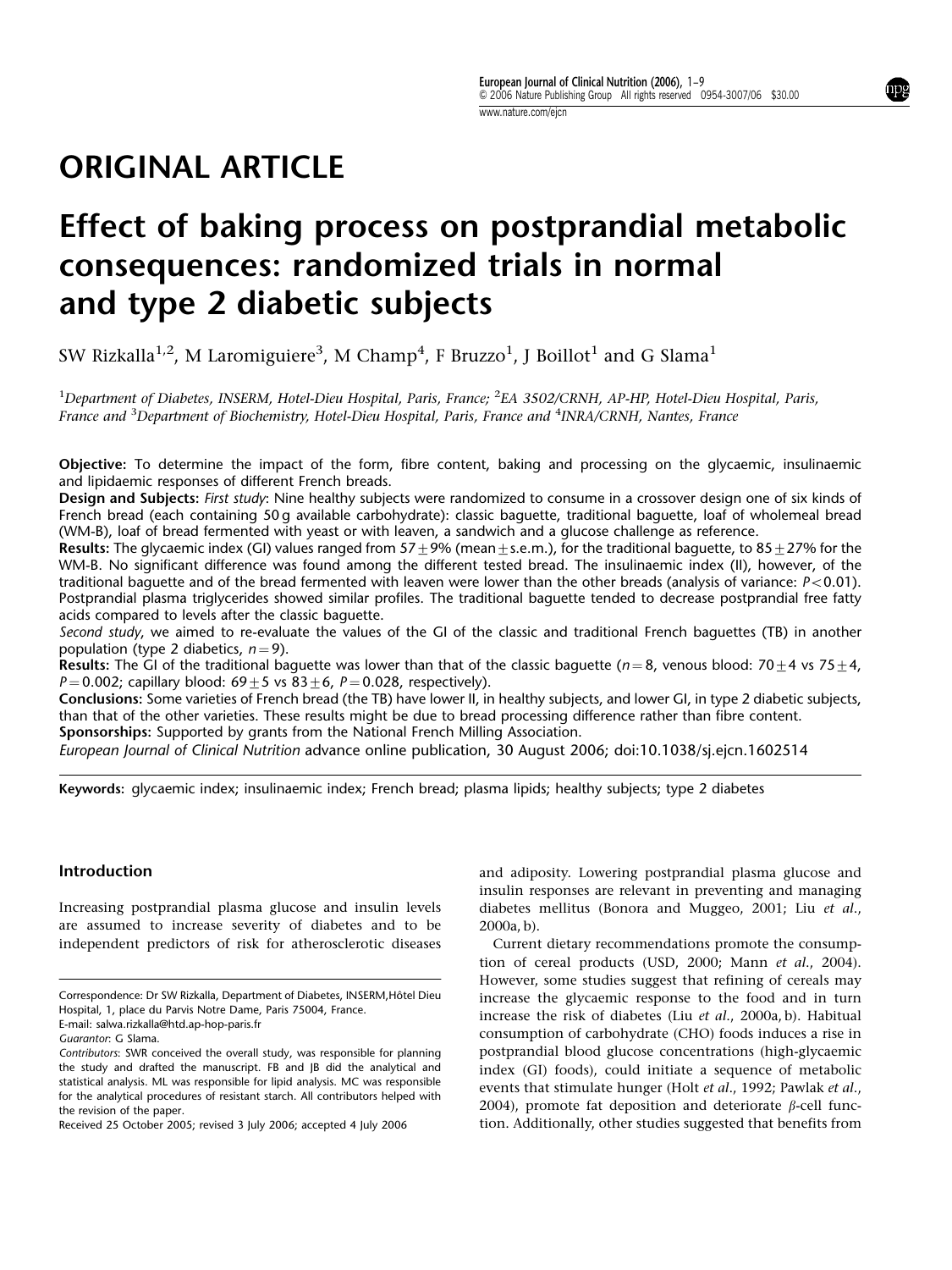# ORIGINAL ARTICLE

# Effect of baking process on postprandial metabolic consequences: randomized trials in normal and type 2 diabetic subjects

SW Rizkalla[1,2], M Laromiguiere[3], M Champ[4], F Bruzzo[1], J Boillot[1] and G Slama[1]

[1]Department of Diabetes, INSERM, Hotel-Dieu Hospital, Paris, France; [2]EA 3502/CRNH, AP-HP, Hotel-Dieu Hospital, Paris, France and [3]Department of Biochemistry, Hotel-Dieu Hospital, Paris, France and [4]INRA/CRNH, Nantes, France

**Objective:** To determine the impact of the form, fibre content, baking and processing on the glycaemic, insulinaemic and lipidaemic responses of different French breads.

**Design and Subjects:** *First study*: Nine healthy subjects were randomized to consume in a crossover design one of six kinds of French bread (each containing 50 g available carbohydrate): classic baguette, traditional baguette, loaf of wholemeal bread (WM-B), loaf of bread fermented with yeast or with leaven, a sandwich and a glucose challenge as reference.

**Results:** The glycaemic index (GI) values ranged from 57±9% (mean±s.e.m.), for the traditional baguette, to 85±27% for the WM-B. No significant difference was found among the different tested bread. The insulinaemic index (II), however, of the traditional baguette and of the bread fermented with leaven were lower than the other breads (analysis of variance: $P<0.01$). Postprandial plasma triglycerides showed similar profiles. The traditional baguette tended to decrease postprandial free fatty acids compared to levels after the classic baguette.

*Second study*, we aimed to re-evaluate the values of the GI of the classic and traditional French baguettes (TB) in another population (type 2 diabetics, $n=9$).

**Results:** The GI of the traditional baguette was lower than that of the classic baguette ($n=8$, venous blood: 70±4 vs 75±4, $P=0.002$; capillary blood: 69±5 vs 83±6, $P=0.028$, respectively).

**Conclusions:** Some varieties of French bread (the TB) have lower II, in healthy subjects, and lower GI, in type 2 diabetic subjects, than that of the other varieties. These results might be due to bread processing difference rather than fibre content.

**Sponsorships:** Supported by grants from the National French Milling Association.

*European Journal of Clinical Nutrition* advance online publication, 30 August 2006; doi:10.1038/sj.ejcn.1602514

**Keywords:** glycaemic index; insulinaemic index; French bread; plasma lipids; healthy subjects; type 2 diabetes

## Introduction

Increasing postprandial plasma glucose and insulin levels are assumed to increase severity of diabetes and to be independent predictors of risk for atherosclerotic diseases and adiposity. Lowering postprandial plasma glucose and insulin responses are relevant in preventing and managing diabetes mellitus (Bonora and Muggeo, 2001; Liu *et al.*, 2000a, b).

Current dietary recommendations promote the consumption of cereal products (USD, 2000; Mann *et al.*, 2004). However, some studies suggest that refining of cereals may increase the glycaemic response to the food and in turn increase the risk of diabetes (Liu *et al.*, 2000a, b). Habitual consumption of carbohydrate (CHO) foods induces a rise in postprandial blood glucose concentrations (high-glycaemic index (GI) foods), could initiate a sequence of metabolic events that stimulate hunger (Holt *et al.*, 1992; Pawlak *et al.*, 2004), promote fat deposition and deteriorate β-cell function. Additionally, other studies suggested that benefits from

Correspondence: Dr SW Rizkalla, Department of Diabetes, INSERM, Hôtel Dieu Hospital, 1, place du Parvis Notre Dame, Paris 75004, France.
E-mail: salwa.rizkalla@htd.ap-hop-paris.fr

*Guarantor*: G Slama.

*Contributors*: SWR conceived the overall study, was responsible for planning the study and drafted the manuscript. FB and JB did the analytical and statistical analysis. ML was responsible for lipid analysis. MC was responsible for the analytical procedures of resistant starch. All contributors helped with the revision of the paper.

Received 25 October 2005; revised 3 July 2006; accepted 4 July 2006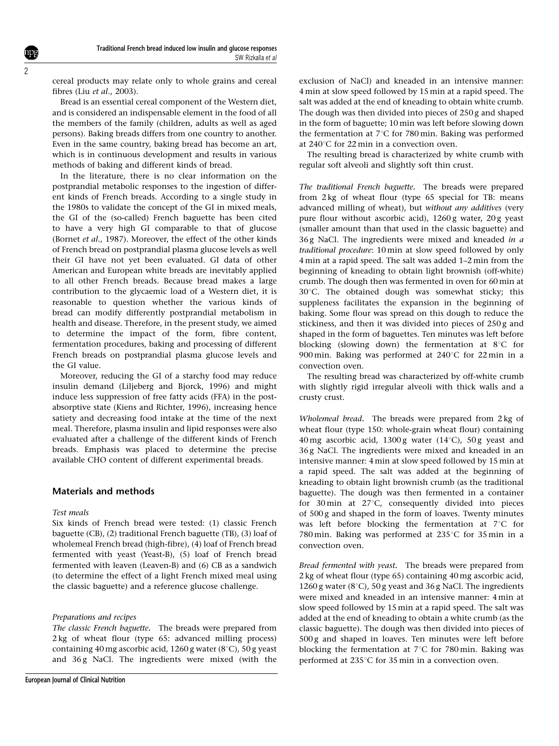cereal products may relate only to whole grains and cereal fibres (Liu *et al*., 2003).

Bread is an essential cereal component of the Western diet, and is considered an indispensable element in the food of all the members of the family (children, adults as well as aged persons). Baking breads differs from one country to another. Even in the same country, baking bread has become an art, which is in continuous development and results in various methods of baking and different kinds of bread.

In the literature, there is no clear information on the postprandial metabolic responses to the ingestion of different kinds of French breads. According to a single study in the 1980s to validate the concept of the GI in mixed meals, the GI of the (so-called) French baguette has been cited to have a very high GI comparable to that of glucose (Bornet *et al*., 1987). Moreover, the effect of the other kinds of French bread on postprandial plasma glucose levels as well their GI have not yet been evaluated. GI data of other American and European white breads are inevitably applied to all other French breads. Because bread makes a large contribution to the glycaemic load of a Western diet, it is reasonable to question whether the various kinds of bread can modify differently postprandial metabolism in health and disease. Therefore, in the present study, we aimed to determine the impact of the form, fibre content, fermentation procedures, baking and processing of different French breads on postprandial plasma glucose levels and the GI value.

Moreover, reducing the GI of a starchy food may reduce insulin demand (Liljeberg and Bjorck, 1996) and might induce less suppression of free fatty acids (FFA) in the post-absorptive state (Kiens and Richter, 1996), increasing hence satiety and decreasing food intake at the time of the next meal. Therefore, plasma insulin and lipid responses were also evaluated after a challenge of the different kinds of French breads. Emphasis was placed to determine the precise available CHO content of different experimental breads.

## Materials and methods

### *Test meals*

Six kinds of French bread were tested: (1) classic French baguette (CB), (2) traditional French baguette (TB), (3) loaf of wholemeal French bread (high-fibre), (4) loaf of French bread fermented with yeast (Yeast-B), (5) loaf of French bread fermented with leaven (Leaven-B) and (6) CB as a sandwich (to determine the effect of a light French mixed meal using the classic baguette) and a reference glucose challenge.

### *Preparations and recipes*

*The classic French baguette*. The breads were prepared from 2 kg of wheat flour (type 65: advanced milling process) containing 40 mg ascorbic acid, 1260 g water (8°C), 50 g yeast and 36 g NaCl. The ingredients were mixed (with the exclusion of NaCl) and kneaded in an intensive manner: 4 min at slow speed followed by 15 min at a rapid speed. The salt was added at the end of kneading to obtain white crumb. The dough was then divided into pieces of 250 g and shaped in the form of baguette; 10 min was left before slowing down the fermentation at 7°C for 780 min. Baking was performed at 240°C for 22 min in a convection oven.

The resulting bread is characterized by white crumb with regular soft alveoli and slightly soft thin crust.

*The traditional French baguette*. The breads were prepared from 2 kg of wheat flour (type 65 special for TB: means advanced milling of wheat), but *without any additives* (very pure flour without ascorbic acid), 1260 g water, 20 g yeast (smaller amount than that used in the classic baguette) and 36 g NaCl. The ingredients were mixed and kneaded *in a traditional procedure*: 10 min at slow speed followed by only 4 min at a rapid speed. The salt was added 1–2 min from the beginning of kneading to obtain light brownish (off-white) crumb. The dough then was fermented in oven for 60 min at 30°C. The obtained dough was somewhat sticky; this suppleness facilitates the expansion in the beginning of baking. Some flour was spread on this dough to reduce the stickiness, and then it was divided into pieces of 250 g and shaped in the form of baguettes. Ten minutes was left before blocking (slowing down) the fermentation at 8°C for 900 min. Baking was performed at 240°C for 22 min in a convection oven.

The resulting bread was characterized by off-white crumb with slightly rigid irregular alveoli with thick walls and a crusty crust.

*Wholemeal bread*. The breads were prepared from 2 kg of wheat flour (type 150: whole-grain wheat flour) containing 40 mg ascorbic acid, 1300 g water (14°C), 50 g yeast and 36 g NaCl. The ingredients were mixed and kneaded in an intensive manner: 4 min at slow speed followed by 15 min at a rapid speed. The salt was added at the beginning of kneading to obtain light brownish crumb (as the traditional baguette). The dough was then fermented in a container for 30 min at 27°C, consequently divided into pieces of 500 g and shaped in the form of loaves. Twenty minutes was left before blocking the fermentation at 7°C for 780 min. Baking was performed at 235°C for 35 min in a convection oven.

*Bread fermented with yeast*. The breads were prepared from 2 kg of wheat flour (type 65) containing 40 mg ascorbic acid, 1260 g water (8°C), 50 g yeast and 36 g NaCl. The ingredients were mixed and kneaded in an intensive manner: 4 min at slow speed followed by 15 min at a rapid speed. The salt was added at the end of kneading to obtain a white crumb (as the classic baguette). The dough was then divided into pieces of 500 g and shaped in loaves. Ten minutes were left before blocking the fermentation at 7°C for 780 min. Baking was performed at 235°C for 35 min in a convection oven.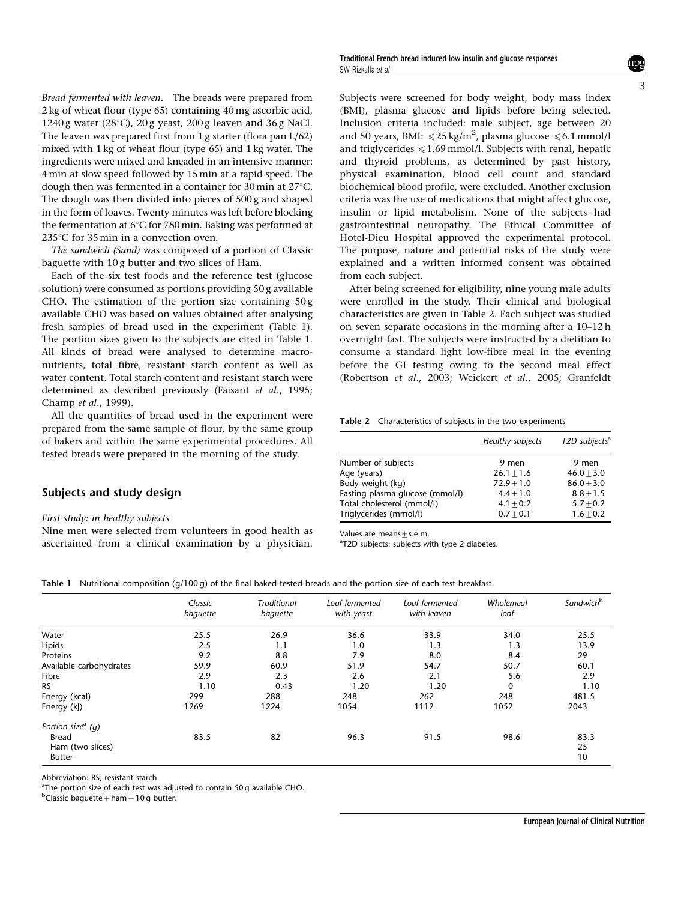*Bread fermented with leaven*. The breads were prepared from 2 kg of wheat flour (type 65) containing 40 mg ascorbic acid, 1240 g water (28°C), 20 g yeast, 200 g leaven and 36 g NaCl. The leaven was prepared first from 1 g starter (flora pan L/62) mixed with 1 kg of wheat flour (type 65) and 1 kg water. The ingredients were mixed and kneaded in an intensive manner: 4 min at slow speed followed by 15 min at a rapid speed. The dough then was fermented in a container for 30 min at 27°C. The dough was then divided into pieces of 500 g and shaped in the form of loaves. Twenty minutes was left before blocking the fermentation at 6°C for 780 min. Baking was performed at 235°C for 35 min in a convection oven.

*The sandwich (Sand)* was composed of a portion of Classic baguette with 10 g butter and two slices of Ham.

Each of the six test foods and the reference test (glucose solution) were consumed as portions providing 50 g available CHO. The estimation of the portion size containing 50 g available CHO was based on values obtained after analysing fresh samples of bread used in the experiment (Table 1). The portion sizes given to the subjects are cited in Table 1. All kinds of bread were analysed to determine macronutrients, total fibre, resistant starch content as well as water content. Total starch content and resistant starch were determined as described previously (Faisant *et al*., 1995; Champ *et al*., 1999).

All the quantities of bread used in the experiment were prepared from the same sample of flour, by the same group of bakers and within the same experimental procedures. All tested breads were prepared in the morning of the study.

## Subjects and study design

*First study: in healthy subjects*

Nine men were selected from volunteers in good health as ascertained from a clinical examination by a physician. Subjects were screened for body weight, body mass index (BMI), plasma glucose and lipids before being selected. Inclusion criteria included: male subject, age between 20 and 50 years, BMI: $\leqslant 25\,kg/m^2$, plasma glucose $\leqslant 6.1$ mmol/l and triglycerides $\leqslant 1.69$ mmol/l. Subjects with renal, hepatic and thyroid problems, as determined by past history, physical examination, blood cell count and standard biochemical blood profile, were excluded. Another exclusion criteria was the use of medications that might affect glucose, insulin or lipid metabolism. None of the subjects had gastrointestinal neuropathy. The Ethical Committee of Hotel-Dieu Hospital approved the experimental protocol. The purpose, nature and potential risks of the study were explained and a written informed consent was obtained from each subject.

After being screened for eligibility, nine young male adults were enrolled in the study. Their clinical and biological characteristics are given in Table 2. Each subject was studied on seven separate occasions in the morning after a 10–12 h overnight fast. The subjects were instructed by a dietitian to consume a standard light low-fibre meal in the evening before the GI testing owing to the second meal effect (Robertson *et al*., 2003; Weickert *et al*., 2005; Granfeldt

**Table 2** Characteristics of subjects in the two experiments

| | *Healthy subjects* | *T2D subjects*[a] |
|---|---|---|
| Number of subjects | 9 men | 9 men |
| Age (years) | 26.1 ± 1.6 | 46.0 ± 3.0 |
| Body weight (kg) | 72.9 ± 1.0 | 86.0 ± 3.0 |
| Fasting plasma glucose (mmol/l) | 4.4 ± 1.0 | 8.8 ± 1.5 |
| Total cholesterol (mmol/l) | 4.1 ± 0.2 | 5.7 ± 0.2 |
| Triglycerides (mmol/l) | 0.7 ± 0.1 | 1.6 ± 0.2 |

Values are means ± s.e.m.

[a]T2D subjects: subjects with type 2 diabetes.

**Table 1** Nutritional composition (g/100 g) of the final baked tested breads and the portion size of each test breakfast

| | *Classic baguette* | *Traditional baguette* | *Loaf fermented with yeast* | *Loaf fermented with leaven* | *Wholemeal loaf* | *Sandwich*[b] |
|---|---|---|---|---|---|---|
| Water | 25.5 | 26.9 | 36.6 | 33.9 | 34.0 | 25.5 |
| Lipids | 2.5 | 1.1 | 1.0 | 1.3 | 1.3 | 13.9 |
| Proteins | 9.2 | 8.8 | 7.9 | 8.0 | 8.4 | 29 |
| Available carbohydrates | 59.9 | 60.9 | 51.9 | 54.7 | 50.7 | 60.1 |
| Fibre | 2.9 | 2.3 | 2.6 | 2.1 | 5.6 | 2.9 |
| RS | 1.10 | 0.43 | 1.20 | 1.20 | 0 | 1.10 |
| Energy (kcal) | 299 | 288 | 248 | 262 | 248 | 481.5 |
| Energy (kJ) | 1269 | 1224 | 1054 | 1112 | 1052 | 2043 |
| *Portion size*[a] *(g)* | | | | | | |
| Bread | 83.5 | 82 | 96.3 | 91.5 | 98.6 | 83.3 |
| Ham (two slices) | | | | | | 25 |
| Butter | | | | | | 10 |

Abbreviation: RS, resistant starch.

[a]The portion size of each test was adjusted to contain 50 g available CHO.

[b]Classic baguette + ham + 10 g butter.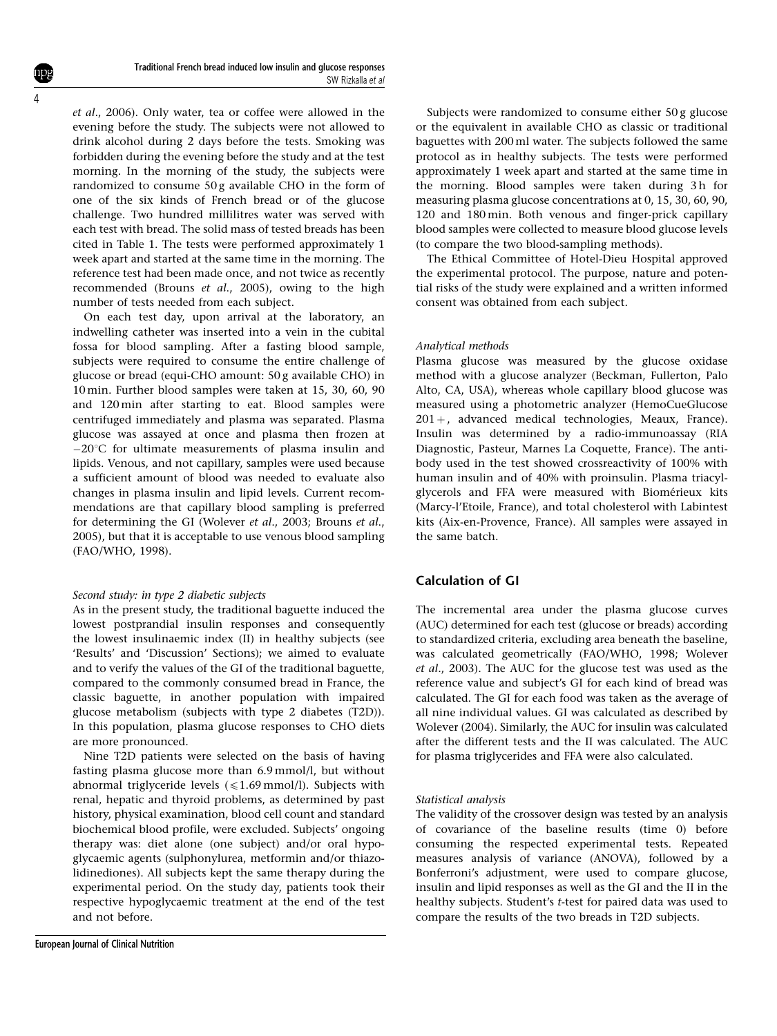*et al*., 2006). Only water, tea or coffee were allowed in the evening before the study. The subjects were not allowed to drink alcohol during 2 days before the tests. Smoking was forbidden during the evening before the study and at the test morning. In the morning of the study, the subjects were randomized to consume 50 g available CHO in the form of one of the six kinds of French bread or of the glucose challenge. Two hundred millilitres water was served with each test with bread. The solid mass of tested breads has been cited in Table 1. The tests were performed approximately 1 week apart and started at the same time in the morning. The reference test had been made once, and not twice as recently recommended (Brouns *et al*., 2005), owing to the high number of tests needed from each subject.

On each test day, upon arrival at the laboratory, an indwelling catheter was inserted into a vein in the cubital fossa for blood sampling. After a fasting blood sample, subjects were required to consume the entire challenge of glucose or bread (equi-CHO amount: 50 g available CHO) in 10 min. Further blood samples were taken at 15, 30, 60, 90 and 120 min after starting to eat. Blood samples were centrifuged immediately and plasma was separated. Plasma glucose was assayed at once and plasma then frozen at −20°C for ultimate measurements of plasma insulin and lipids. Venous, and not capillary, samples were used because a sufficient amount of blood was needed to evaluate also changes in plasma insulin and lipid levels. Current recommendations are that capillary blood sampling is preferred for determining the GI (Wolever *et al*., 2003; Brouns *et al*., 2005), but that it is acceptable to use venous blood sampling (FAO/WHO, 1998).

*Second study: in type 2 diabetic subjects*

As in the present study, the traditional baguette induced the lowest postprandial insulin responses and consequently the lowest insulinaemic index (II) in healthy subjects (see 'Results' and 'Discussion' Sections); we aimed to evaluate and to verify the values of the GI of the traditional baguette, compared to the commonly consumed bread in France, the classic baguette, in another population with impaired glucose metabolism (subjects with type 2 diabetes (T2D)). In this population, plasma glucose responses to CHO diets are more pronounced.

Nine T2D patients were selected on the basis of having fasting plasma glucose more than 6.9 mmol/l, but without abnormal triglyceride levels (⩽1.69 mmol/l). Subjects with renal, hepatic and thyroid problems, as determined by past history, physical examination, blood cell count and standard biochemical blood profile, were excluded. Subjects' ongoing therapy was: diet alone (one subject) and/or oral hypoglycaemic agents (sulphonylurea, metformin and/or thiazolidinediones). All subjects kept the same therapy during the experimental period. On the study day, patients took their respective hypoglycaemic treatment at the end of the test and not before.

Subjects were randomized to consume either 50 g glucose or the equivalent in available CHO as classic or traditional baguettes with 200 ml water. The subjects followed the same protocol as in healthy subjects. The tests were performed approximately 1 week apart and started at the same time in the morning. Blood samples were taken during 3 h for measuring plasma glucose concentrations at 0, 15, 30, 60, 90, 120 and 180 min. Both venous and finger-prick capillary blood samples were collected to measure blood glucose levels (to compare the two blood-sampling methods).

The Ethical Committee of Hotel-Dieu Hospital approved the experimental protocol. The purpose, nature and potential risks of the study were explained and a written informed consent was obtained from each subject.

*Analytical methods*

Plasma glucose was measured by the glucose oxidase method with a glucose analyzer (Beckman, Fullerton, Palo Alto, CA, USA), whereas whole capillary blood glucose was measured using a photometric analyzer (HemoCueGlucose 201+, advanced medical technologies, Meaux, France). Insulin was determined by a radio-immunoassay (RIA Diagnostic, Pasteur, Marnes La Coquette, France). The antibody used in the test showed crossreactivity of 100% with human insulin and of 40% with proinsulin. Plasma triacylglycerols and FFA were measured with Biomérieux kits (Marcy-l'Etoile, France), and total cholesterol with Labintest kits (Aix-en-Provence, France). All samples were assayed in the same batch.

## Calculation of GI

The incremental area under the plasma glucose curves (AUC) determined for each test (glucose or breads) according to standardized criteria, excluding area beneath the baseline, was calculated geometrically (FAO/WHO, 1998; Wolever *et al*., 2003). The AUC for the glucose test was used as the reference value and subject's GI for each kind of bread was calculated. The GI for each food was taken as the average of all nine individual values. GI was calculated as described by Wolever (2004). Similarly, the AUC for insulin was calculated after the different tests and the II was calculated. The AUC for plasma triglycerides and FFA were also calculated.

*Statistical analysis*

The validity of the crossover design was tested by an analysis of covariance of the baseline results (time 0) before consuming the respected experimental tests. Repeated measures analysis of variance (ANOVA), followed by a Bonferroni's adjustment, were used to compare glucose, insulin and lipid responses as well as the GI and the II in the healthy subjects. Student's *t*-test for paired data was used to compare the results of the two breads in T2D subjects.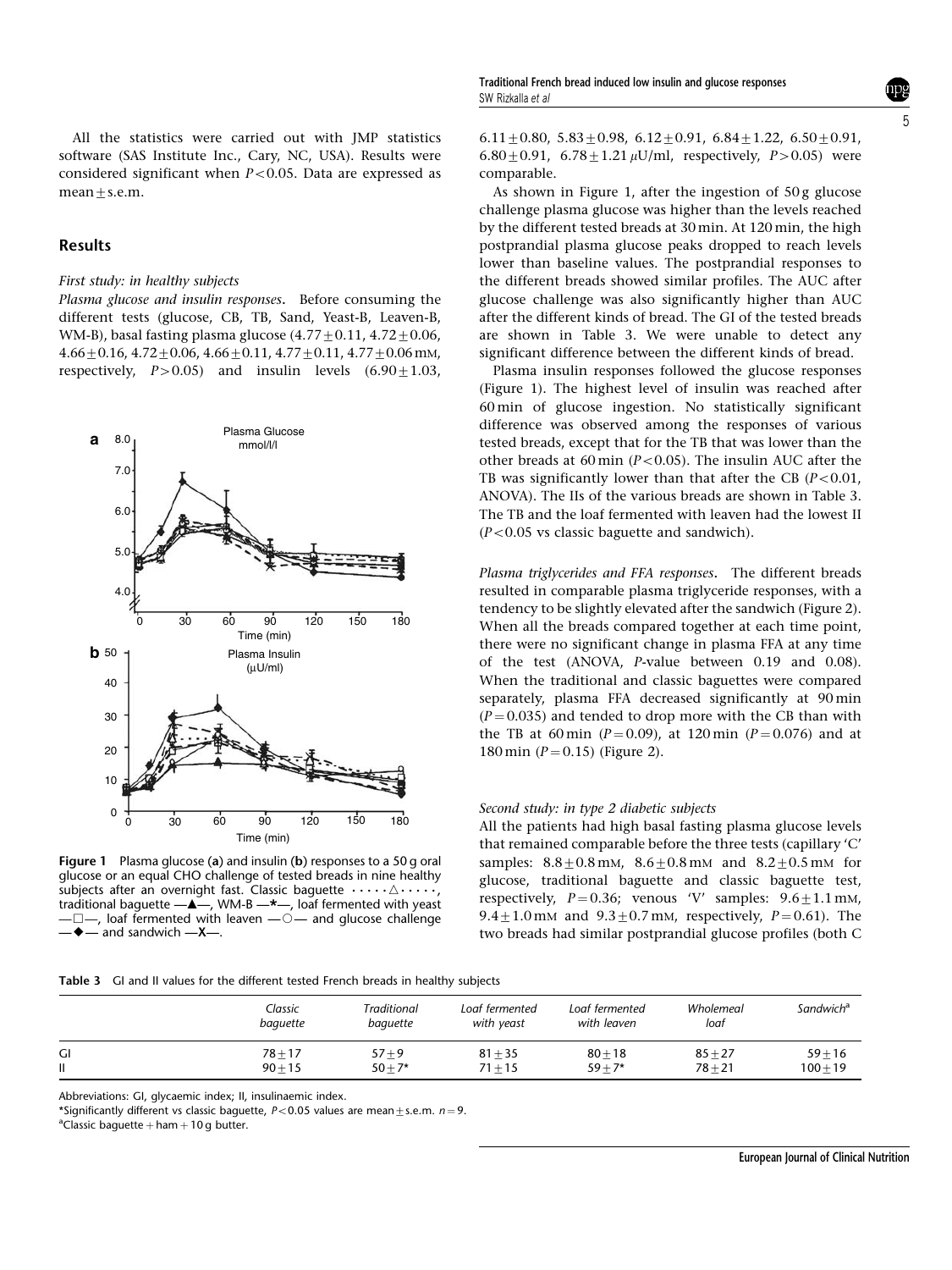All the statistics were carried out with JMP statistics software (SAS Institute Inc., Cary, NC, USA). Results were considered significant when $P<0.05$. Data are expressed as mean ± s.e.m.

## Results

### First study: in healthy subjects

*Plasma glucose and insulin responses*. Before consuming the different tests (glucose, CB, TB, Sand, Yeast-B, Leaven-B, WM-B), basal fasting plasma glucose (4.77 ± 0.11, 4.72 ± 0.06, 4.66 ± 0.16, 4.72 ± 0.06, 4.66 ± 0.11, 4.77 ± 0.11, 4.77 ± 0.06 mM, respectively, $P>0.05$) and insulin levels (6.90 ± 1.03, 6.11 ± 0.80, 5.83 ± 0.98, 6.12 ± 0.91, 6.84 ± 1.22, 6.50 ± 0.91, 6.80 ± 0.91, 6.78 ± 1.21 μU/ml, respectively, $P>0.05$) were comparable.

As shown in Figure 1, after the ingestion of 50 g glucose challenge plasma glucose was higher than the levels reached by the different tested breads at 30 min. At 120 min, the high postprandial plasma glucose peaks dropped to reach levels lower than baseline values. The postprandial responses to the different breads showed similar profiles. The AUC after glucose challenge was also significantly higher than AUC after the different kinds of bread. The GI of the tested breads are shown in Table 3. We were unable to detect any significant difference between the different kinds of bread.

Plasma insulin responses followed the glucose responses (Figure 1). The highest level of insulin was reached after 60 min of glucose ingestion. No statistically significant difference was observed among the responses of various tested breads, except that for the TB that was lower than the other breads at 60 min ($P<0.05$). The insulin AUC after the TB was significantly lower than that after the CB ($P<0.01$, ANOVA). The IIs of the various breads are shown in Table 3. The TB and the loaf fermented with leaven had the lowest II ($P<0.05$ vs classic baguette and sandwich).

**Figure 1** Plasma glucose (**a**) and insulin (**b**) responses to a 50 g oral glucose or an equal CHO challenge of tested breads in nine healthy subjects after an overnight fast. Classic baguette ·····△·····, traditional baguette —▲—, WM-B —*—, loaf fermented with yeast —□—, loaf fermented with leaven —○— and glucose challenge —◆— and sandwich —X—.

*Plasma triglycerides and FFA responses*. The different breads resulted in comparable plasma triglyceride responses, with a tendency to be slightly elevated after the sandwich (Figure 2). When all the breads compared together at each time point, there were no significant change in plasma FFA at any time of the test (ANOVA, $P$-value between 0.19 and 0.08). When the traditional and classic baguettes were compared separately, plasma FFA decreased significantly at 90 min ($P=0.035$) and tended to drop more with the CB than with the TB at 60 min ($P=0.09$), at 120 min ($P=0.076$) and at 180 min ($P=0.15$) (Figure 2).

### Second study: in type 2 diabetic subjects

All the patients had high basal fasting plasma glucose levels that remained comparable before the three tests (capillary 'C' samples: 8.8 ± 0.8 mM, 8.6 ± 0.8 mM and 8.2 ± 0.5 mM for glucose, traditional baguette and classic baguette test, respectively, $P=0.36$; venous 'V' samples: 9.6 ± 1.1 mM, 9.4 ± 1.0 mM and 9.3 ± 0.7 mM, respectively, $P=0.61$). The two breads had similar postprandial glucose profiles (both C

**Table 3** GI and II values for the different tested French breads in healthy subjects

| | Classic baguette | Traditional baguette | Loaf fermented with yeast | Loaf fermented with leaven | Wholemeal loaf | Sandwich[a] |
|---|---|---|---|---|---|---|
| GI | 78 ± 17 | 57 ± 9 | 81 ± 35 | 80 ± 18 | 85 ± 27 | 59 ± 16 |
| II | 90 ± 15 | 50 ± 7* | 71 ± 15 | 59 ± 7* | 78 ± 21 | 100 ± 19 |

Abbreviations: GI, glycaemic index; II, insulinaemic index.

*Significantly different vs classic baguette, $P<0.05$ values are mean ± s.e.m. $n=9$.

[a]Classic baguette + ham + 10 g butter.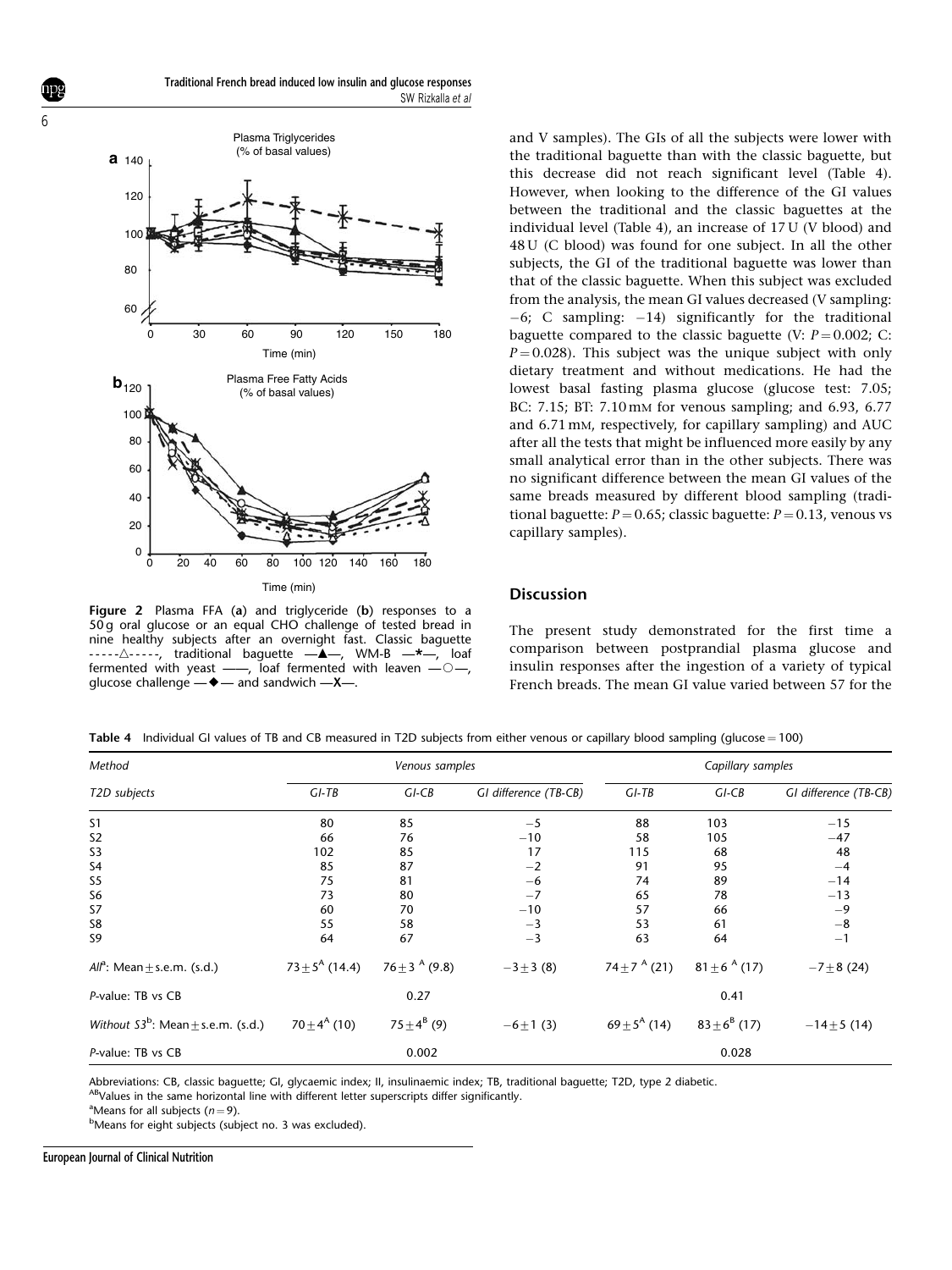Figure 2 Plasma FFA (**a**) and triglyceride (**b**) responses to a 50 g oral glucose or an equal CHO challenge of tested bread in nine healthy subjects after an overnight fast. Classic baguette -----△-----, traditional baguette —▲—, WM-B —*—, loaf fermented with yeast ——, loaf fermented with leaven —○—, glucose challenge —◆— and sandwich —X—.

and V samples). The GIs of all the subjects were lower with the traditional baguette than with the classic baguette, but this decrease did not reach significant level (Table 4). However, when looking to the difference of the GI values between the traditional and the classic baguettes at the individual level (Table 4), an increase of 17 U (V blood) and 48 U (C blood) was found for one subject. In all the other subjects, the GI of the traditional baguette was lower than that of the classic baguette. When this subject was excluded from the analysis, the mean GI values decreased (V sampling: −6; C sampling: −14) significantly for the traditional baguette compared to the classic baguette (V: $P = 0.002$; C: $P = 0.028$). This subject was the unique subject with only dietary treatment and without medications. He had the lowest basal fasting plasma glucose (glucose test: 7.05; BC: 7.15; BT: 7.10 mM for venous sampling; and 6.93, 6.77 and 6.71 mM, respectively, for capillary sampling) and AUC after all the tests that might be influenced more easily by any small analytical error than in the other subjects. There was no significant difference between the mean GI values of the same breads measured by different blood sampling (traditional baguette: $P = 0.65$; classic baguette: $P = 0.13$, venous vs capillary samples).

## Discussion

The present study demonstrated for the first time a comparison between postprandial plasma glucose and insulin responses after the ingestion of a variety of typical French breads. The mean GI value varied between 57 for the

**Table 4** Individual GI values of TB and CB measured in T2D subjects from either venous or capillary blood sampling (glucose = 100)

| *Method* | *Venous samples* | | | *Capillary samples* | | |
|---|---|---|---|---|---|---|
| *T2D subjects* | *GI-TB* | *GI-CB* | *GI difference (TB-CB)* | *GI-TB* | *GI-CB* | *GI difference (TB-CB)* |
| S1 | 80 | 85 | −5 | 88 | 103 | −15 |
| S2 | 66 | 76 | −10 | 58 | 105 | −47 |
| S3 | 102 | 85 | 17 | 115 | 68 | 48 |
| S4 | 85 | 87 | −2 | 91 | 95 | −4 |
| S5 | 75 | 81 | −6 | 74 | 89 | −14 |
| S6 | 73 | 80 | −7 | 65 | 78 | −13 |
| S7 | 60 | 70 | −10 | 57 | 66 | −9 |
| S8 | 55 | 58 | −3 | 53 | 61 | −8 |
| S9 | 64 | 67 | −3 | 63 | 64 | −1 |
| *All*[a]: Mean ± s.e.m. (s.d.) | $73\pm5^{A}$ (14.4) | $76\pm3^{A}$ (9.8) | −3 ± 3 (8) | $74\pm7^{A}$ (21) | $81\pm6^{A}$ (17) | −7 ± 8 (24) |
| *P*-value: TB vs CB | | 0.27 | | | 0.41 | |
| *Without S3*[b]: Mean ± s.e.m. (s.d.) | $70\pm4^{A}$ (10) | $75\pm4^{B}$ (9) | −6 ± 1 (3) | $69\pm5^{A}$ (14) | $83\pm6^{B}$ (17) | −14 ± 5 (14) |
| *P*-value: TB vs CB | | 0.002 | | | 0.028 | |

Abbreviations: CB, classic baguette; GI, glycaemic index; II, insulinaemic index; TB, traditional baguette; T2D, type 2 diabetic.
[AB]Values in the same horizontal line with different letter superscripts differ significantly.
[a]Means for all subjects ($n = 9$).
[b]Means for eight subjects (subject no. 3 was excluded).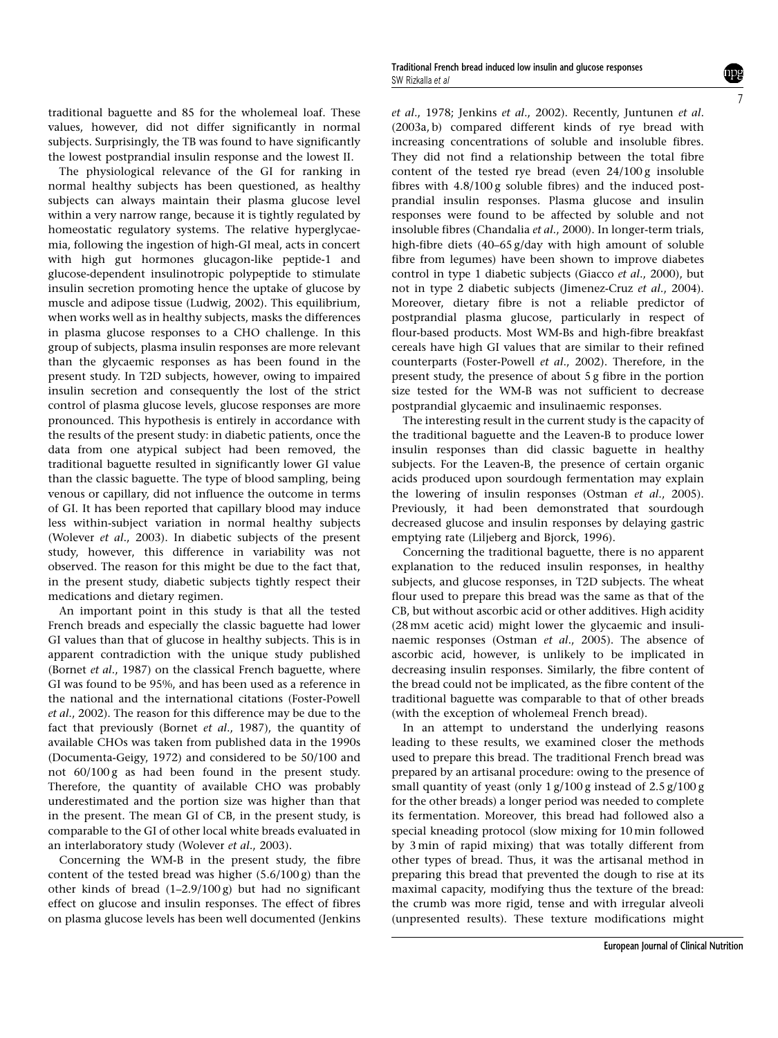traditional baguette and 85 for the wholemeal loaf. These values, however, did not differ significantly in normal subjects. Surprisingly, the TB was found to have significantly the lowest postprandial insulin response and the lowest II.

The physiological relevance of the GI for ranking in normal healthy subjects has been questioned, as healthy subjects can always maintain their plasma glucose level within a very narrow range, because it is tightly regulated by homeostatic regulatory systems. The relative hyperglycaemia, following the ingestion of high-GI meal, acts in concert with high gut hormones glucagon-like peptide-1 and glucose-dependent insulinotropic polypeptide to stimulate insulin secretion promoting hence the uptake of glucose by muscle and adipose tissue (Ludwig, 2002). This equilibrium, when works well as in healthy subjects, masks the differences in plasma glucose responses to a CHO challenge. In this group of subjects, plasma insulin responses are more relevant than the glycaemic responses as has been found in the present study. In T2D subjects, however, owing to impaired insulin secretion and consequently the lost of the strict control of plasma glucose levels, glucose responses are more pronounced. This hypothesis is entirely in accordance with the results of the present study: in diabetic patients, once the data from one atypical subject had been removed, the traditional baguette resulted in significantly lower GI value than the classic baguette. The type of blood sampling, being venous or capillary, did not influence the outcome in terms of GI. It has been reported that capillary blood may induce less within-subject variation in normal healthy subjects (Wolever *et al*., 2003). In diabetic subjects of the present study, however, this difference in variability was not observed. The reason for this might be due to the fact that, in the present study, diabetic subjects tightly respect their medications and dietary regimen.

An important point in this study is that all the tested French breads and especially the classic baguette had lower GI values than that of glucose in healthy subjects. This is in apparent contradiction with the unique study published (Bornet *et al*., 1987) on the classical French baguette, where GI was found to be 95%, and has been used as a reference in the national and the international citations (Foster-Powell *et al*., 2002). The reason for this difference may be due to the fact that previously (Bornet *et al*., 1987), the quantity of available CHOs was taken from published data in the 1990s (Documenta-Geigy, 1972) and considered to be 50/100 and not 60/100 g as had been found in the present study. Therefore, the quantity of available CHO was probably underestimated and the portion size was higher than that in the present. The mean GI of CB, in the present study, is comparable to the GI of other local white breads evaluated in an interlaboratory study (Wolever *et al*., 2003).

Concerning the WM-B in the present study, the fibre content of the tested bread was higher (5.6/100 g) than the other kinds of bread (1–2.9/100 g) but had no significant effect on glucose and insulin responses. The effect of fibres on plasma glucose levels has been well documented (Jenkins *et al*., 1978; Jenkins *et al*., 2002). Recently, Juntunen *et al*. (2003a, b) compared different kinds of rye bread with increasing concentrations of soluble and insoluble fibres. They did not find a relationship between the total fibre content of the tested rye bread (even 24/100 g insoluble fibres with 4.8/100 g soluble fibres) and the induced post-prandial insulin responses. Plasma glucose and insulin responses were found to be affected by soluble and not insoluble fibres (Chandalia *et al*., 2000). In longer-term trials, high-fibre diets (40–65 g/day with high amount of soluble fibre from legumes) have been shown to improve diabetes control in type 1 diabetic subjects (Giacco *et al*., 2000), but not in type 2 diabetic subjects (Jimenez-Cruz *et al*., 2004). Moreover, dietary fibre is not a reliable predictor of postprandial plasma glucose, particularly in respect of flour-based products. Most WM-Bs and high-fibre breakfast cereals have high GI values that are similar to their refined counterparts (Foster-Powell *et al*., 2002). Therefore, in the present study, the presence of about 5 g fibre in the portion size tested for the WM-B was not sufficient to decrease postprandial glycaemic and insulinaemic responses.

The interesting result in the current study is the capacity of the traditional baguette and the Leaven-B to produce lower insulin responses than did classic baguette in healthy subjects. For the Leaven-B, the presence of certain organic acids produced upon sourdough fermentation may explain the lowering of insulin responses (Ostman *et al*., 2005). Previously, it had been demonstrated that sourdough decreased glucose and insulin responses by delaying gastric emptying rate (Liljeberg and Bjorck, 1996).

Concerning the traditional baguette, there is no apparent explanation to the reduced insulin responses, in healthy subjects, and glucose responses, in T2D subjects. The wheat flour used to prepare this bread was the same as that of the CB, but without ascorbic acid or other additives. High acidity (28 mM acetic acid) might lower the glycaemic and insulinaemic responses (Ostman *et al*., 2005). The absence of ascorbic acid, however, is unlikely to be implicated in decreasing insulin responses. Similarly, the fibre content of the bread could not be implicated, as the fibre content of the traditional baguette was comparable to that of other breads (with the exception of wholemeal French bread).

In an attempt to understand the underlying reasons leading to these results, we examined closer the methods used to prepare this bread. The traditional French bread was prepared by an artisanal procedure: owing to the presence of small quantity of yeast (only 1 g/100 g instead of 2.5 g/100 g for the other breads) a longer period was needed to complete its fermentation. Moreover, this bread had followed also a special kneading protocol (slow mixing for 10 min followed by 3 min of rapid mixing) that was totally different from other types of bread. Thus, it was the artisanal method in preparing this bread that prevented the dough to rise at its maximal capacity, modifying thus the texture of the bread: the crumb was more rigid, tense and with irregular alveoli (unpresented results). These texture modifications might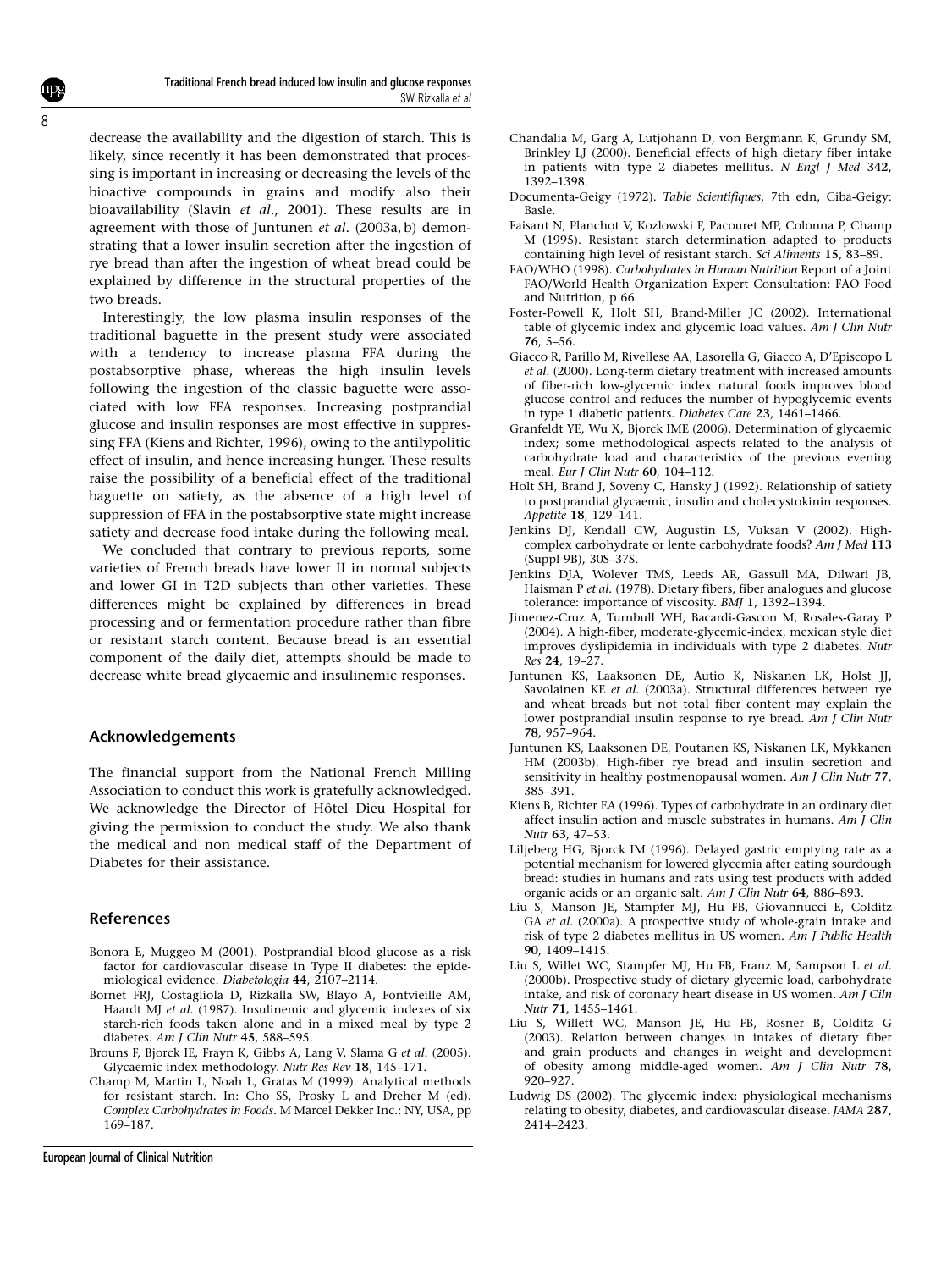decrease the availability and the digestion of starch. This is likely, since recently it has been demonstrated that processing is important in increasing or decreasing the levels of the bioactive compounds in grains and modify also their bioavailability (Slavin *et al*., 2001). These results are in agreement with those of Juntunen *et al*. (2003a, b) demonstrating that a lower insulin secretion after the ingestion of rye bread than after the ingestion of wheat bread could be explained by difference in the structural properties of the two breads.

Interestingly, the low plasma insulin responses of the traditional baguette in the present study were associated with a tendency to increase plasma FFA during the postabsorptive phase, whereas the high insulin levels following the ingestion of the classic baguette were associated with low FFA responses. Increasing postprandial glucose and insulin responses are most effective in suppressing FFA (Kiens and Richter, 1996), owing to the antilypolitic effect of insulin, and hence increasing hunger. These results raise the possibility of a beneficial effect of the traditional baguette on satiety, as the absence of a high level of suppression of FFA in the postabsorptive state might increase satiety and decrease food intake during the following meal.

We concluded that contrary to previous reports, some varieties of French breads have lower II in normal subjects and lower GI in T2D subjects than other varieties. These differences might be explained by differences in bread processing and or fermentation procedure rather than fibre or resistant starch content. Because bread is an essential component of the daily diet, attempts should be made to decrease white bread glycaemic and insulinemic responses.

## Acknowledgements

The financial support from the National French Milling Association to conduct this work is gratefully acknowledged. We acknowledge the Director of Hôtel Dieu Hospital for giving the permission to conduct the study. We also thank the medical and non medical staff of the Department of Diabetes for their assistance.

## References

Bonora E, Muggeo M (2001). Postprandial blood glucose as a risk factor for cardiovascular disease in Type II diabetes: the epidemiological evidence. *Diabetologia* **44**, 2107–2114.

Bornet FRJ, Costagliola D, Rizkalla SW, Blayo A, Fontvieille AM, Haardt MJ *et al*. (1987). Insulinemic and glycemic indexes of six starch-rich foods taken alone and in a mixed meal by type 2 diabetes. *Am J Clin Nutr* **45**, 588–595.

Brouns F, Bjorck IE, Frayn K, Gibbs A, Lang V, Slama G *et al*. (2005). Glycaemic index methodology. *Nutr Res Rev* **18**, 145–171.

Champ M, Martin L, Noah L, Gratas M (1999). Analytical methods for resistant starch. In: Cho SS, Prosky L and Dreher M (ed). *Complex Carbohydrates in Foods*. M Marcel Dekker Inc.: NY, USA, pp 169–187.

Chandalia M, Garg A, Lutjohann D, von Bergmann K, Grundy SM, Brinkley LJ (2000). Beneficial effects of high dietary fiber intake in patients with type 2 diabetes mellitus. *N Engl J Med* **342**, 1392–1398.

Documenta-Geigy (1972). *Table Scientifiques*, 7th edn, Ciba-Geigy: Basle.

Faisant N, Planchot V, Kozlowski F, Pacouret MP, Colonna P, Champ M (1995). Resistant starch determination adapted to products containing high level of resistant starch. *Sci Aliments* **15**, 83–89.

FAO/WHO (1998). *Carbohydrates in Human Nutrition* Report of a Joint FAO/World Health Organization Expert Consultation: FAO Food and Nutrition, p 66.

Foster-Powell K, Holt SH, Brand-Miller JC (2002). International table of glycemic index and glycemic load values. *Am J Clin Nutr* **76**, 5–56.

Giacco R, Parillo M, Rivellese AA, Lasorella G, Giacco A, D'Episcopo L *et al*. (2000). Long-term dietary treatment with increased amounts of fiber-rich low-glycemic index natural foods improves blood glucose control and reduces the number of hypoglycemic events in type 1 diabetic patients. *Diabetes Care* **23**, 1461–1466.

Granfeldt YE, Wu X, Bjorck IME (2006). Determination of glycaemic index; some methodological aspects related to the analysis of carbohydrate load and characteristics of the previous evening meal. *Eur J Clin Nutr* **60**, 104–112.

Holt SH, Brand J, Soveny C, Hansky J (1992). Relationship of satiety to postprandial glycaemic, insulin and cholecystokinin responses. *Appetite* **18**, 129–141.

Jenkins DJ, Kendall CW, Augustin LS, Vuksan V (2002). High-complex carbohydrate or lente carbohydrate foods? *Am J Med* **113** (Suppl 9B), 30S–37S.

Jenkins DJA, Wolever TMS, Leeds AR, Gassull MA, Dilwari JB, Haisman P *et al*. (1978). Dietary fibers, fiber analogues and glucose tolerance: importance of viscosity. *BMJ* **1**, 1392–1394.

Jimenez-Cruz A, Turnbull WH, Bacardi-Gascon M, Rosales-Garay P (2004). A high-fiber, moderate-glycemic-index, mexican style diet improves dyslipidemia in individuals with type 2 diabetes. *Nutr Res* **24**, 19–27.

Juntunen KS, Laaksonen DE, Autio K, Niskanen LK, Holst JJ, Savolainen KE *et al*. (2003a). Structural differences between rye and wheat breads but not total fiber content may explain the lower postprandial insulin response to rye bread. *Am J Clin Nutr* **78**, 957–964.

Juntunen KS, Laaksonen DE, Poutanen KS, Niskanen LK, Mykkanen HM (2003b). High-fiber rye bread and insulin secretion and sensitivity in healthy postmenopausal women. *Am J Clin Nutr* **77**, 385–391.

Kiens B, Richter EA (1996). Types of carbohydrate in an ordinary diet affect insulin action and muscle substrates in humans. *Am J Clin Nutr* **63**, 47–53.

Liljeberg HG, Bjorck IM (1996). Delayed gastric emptying rate as a potential mechanism for lowered glycemia after eating sourdough bread: studies in humans and rats using test products with added organic acids or an organic salt. *Am J Clin Nutr* **64**, 886–893.

Liu S, Manson JE, Stampfer MJ, Hu FB, Giovannucci E, Colditz GA *et al*. (2000a). A prospective study of whole-grain intake and risk of type 2 diabetes mellitus in US women. *Am J Public Health* **90**, 1409–1415.

Liu S, Willet WC, Stampfer MJ, Hu FB, Franz M, Sampson L *et al*. (2000b). Prospective study of dietary glycemic load, carbohydrate intake, and risk of coronary heart disease in US women. *Am J Ciln Nutr* **71**, 1455–1461.

Liu S, Willett WC, Manson JE, Hu FB, Rosner B, Colditz G (2003). Relation between changes in intakes of dietary fiber and grain products and changes in weight and development of obesity among middle-aged women. *Am J Clin Nutr* **78**, 920–927.

Ludwig DS (2002). The glycemic index: physiological mechanisms relating to obesity, diabetes, and cardiovascular disease. *JAMA* **287**, 2414–2423.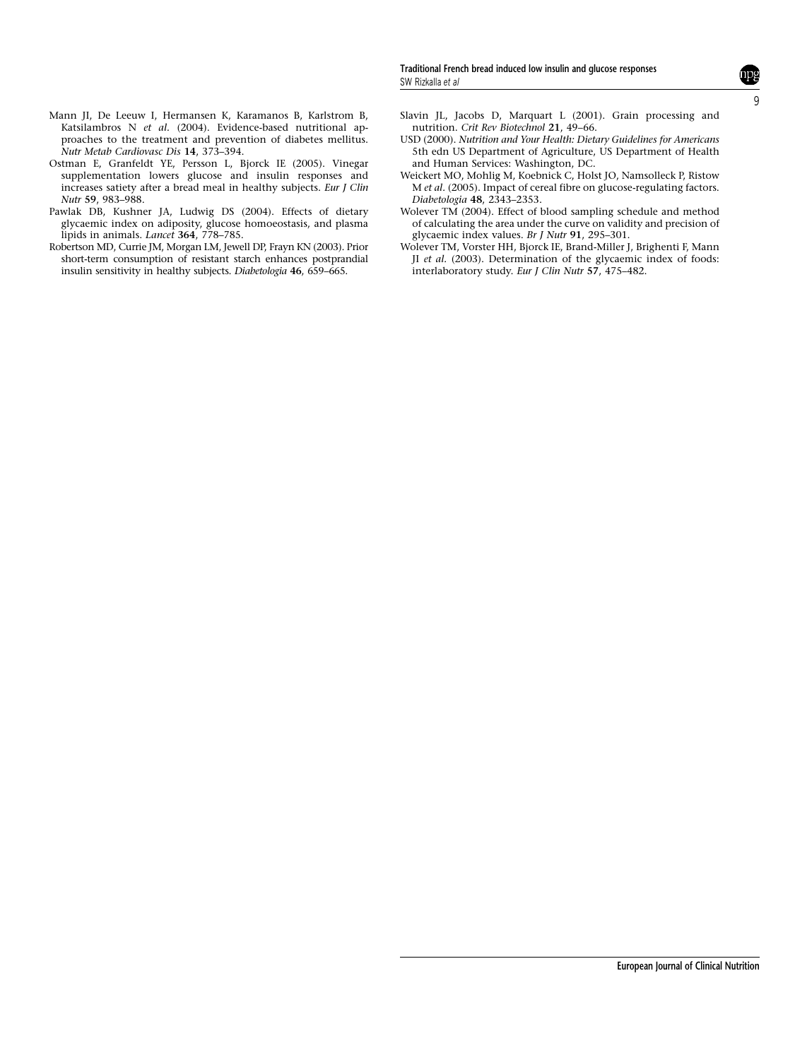Mann JI, De Leeuw I, Hermansen K, Karamanos B, Karlstrom B, Katsilambros N *et al*. (2004). Evidence-based nutritional approaches to the treatment and prevention of diabetes mellitus. *Nutr Metab Cardiovasc Dis* **14**, 373–394.

Ostman E, Granfeldt YE, Persson L, Bjorck IE (2005). Vinegar supplementation lowers glucose and insulin responses and increases satiety after a bread meal in healthy subjects. *Eur J Clin Nutr* **59**, 983–988.

Pawlak DB, Kushner JA, Ludwig DS (2004). Effects of dietary glycaemic index on adiposity, glucose homoeostasis, and plasma lipids in animals. *Lancet* **364**, 778–785.

Robertson MD, Currie JM, Morgan LM, Jewell DP, Frayn KN (2003). Prior short-term consumption of resistant starch enhances postprandial insulin sensitivity in healthy subjects. *Diabetologia* **46**, 659–665.

Slavin JL, Jacobs D, Marquart L (2001). Grain processing and nutrition. *Crit Rev Biotechnol* **21**, 49–66.

USD (2000). *Nutrition and Your Health: Dietary Guidelines for Americans* 5th edn US Department of Agriculture, US Department of Health and Human Services: Washington, DC.

Weickert MO, Mohlig M, Koebnick C, Holst JO, Namsolleck P, Ristow M *et al*. (2005). Impact of cereal fibre on glucose-regulating factors. *Diabetologia* **48**, 2343–2353.

Wolever TM (2004). Effect of blood sampling schedule and method of calculating the area under the curve on validity and precision of glycaemic index values. *Br J Nutr* **91**, 295–301.

Wolever TM, Vorster HH, Bjorck IE, Brand-Miller J, Brighenti F, Mann JI *et al*. (2003). Determination of the glycaemic index of foods: interlaboratory study. *Eur J Clin Nutr* **57**, 475–482.